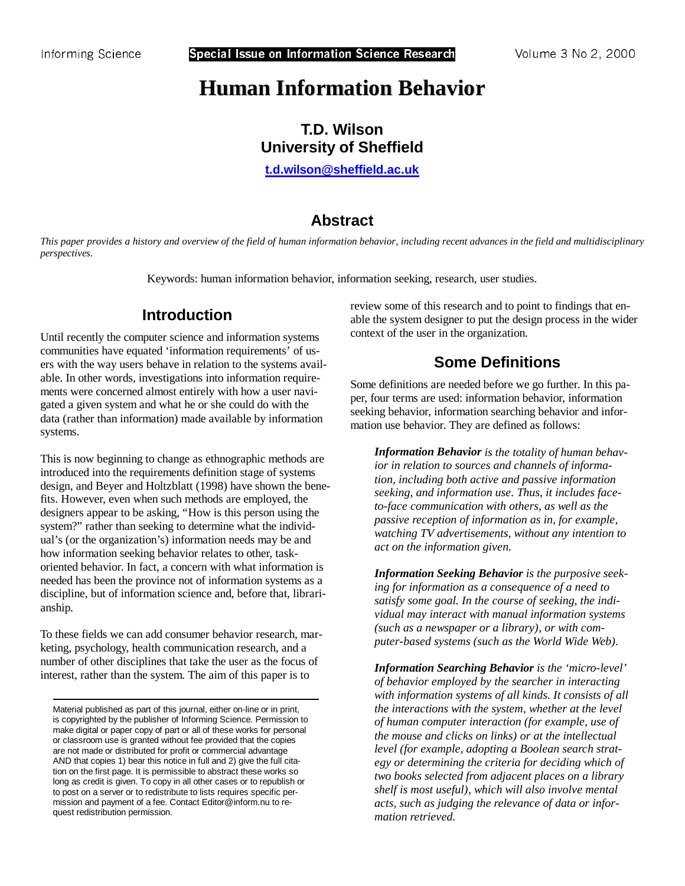# Human Information Behavior

**T.D. Wilson**
**University of Sheffield**

**t.d.wilson@sheffield.ac.uk**

## Abstract

*This paper provides a history and overview of the field of human information behavior, including recent advances in the field and multidisciplinary perspectives.*

Keywords: human information behavior, information seeking, research, user studies.

## Introduction

Until recently the computer science and information systems communities have equated 'information requirements' of users with the way users behave in relation to the systems available. In other words, investigations into information requirements were concerned almost entirely with how a user navigated a given system and what he or she could do with the data (rather than information) made available by information systems.

This is now beginning to change as ethnographic methods are introduced into the requirements definition stage of systems design, and Beyer and Holtzblatt (1998) have shown the benefits. However, even when such methods are employed, the designers appear to be asking, "How is this person using the system?" rather than seeking to determine what the individual's (or the organization's) information needs may be and how information seeking behavior relates to other, task-oriented behavior. In fact, a concern with what information is needed has been the province not of information systems as a discipline, but of information science and, before that, librarianship.

To these fields we can add consumer behavior research, marketing, psychology, health communication research, and a number of other disciplines that take the user as the focus of interest, rather than the system. The aim of this paper is to review some of this research and to point to findings that enable the system designer to put the design process in the wider context of the user in the organization.

Material published as part of this journal, either on-line or in print, is copyrighted by the publisher of Informing Science. Permission to make digital or paper copy of part or all of these works for personal or classroom use is granted without fee provided that the copies are not made or distributed for profit or commercial advantage AND that copies 1) bear this notice in full and 2) give the full citation on the first page. It is permissible to abstract these works so long as credit is given. To copy in all other cases or to republish or to post on a server or to redistribute to lists requires specific permission and payment of a fee. Contact Editor@inform.nu to request redistribution permission.

## Some Definitions

Some definitions are needed before we go further. In this paper, four terms are used: information behavior, information seeking behavior, information searching behavior and information use behavior. They are defined as follows:

> ***Information Behavior*** *is the totality of human behavior in relation to sources and channels of information, including both active and passive information seeking, and information use. Thus, it includes face-to-face communication with others, as well as the passive reception of information as in, for example, watching TV advertisements, without any intention to act on the information given.*

> ***Information Seeking Behavior*** *is the purposive seeking for information as a consequence of a need to satisfy some goal. In the course of seeking, the individual may interact with manual information systems (such as a newspaper or a library), or with computer-based systems (such as the World Wide Web).*

> ***Information Searching Behavior*** *is the 'micro-level' of behavior employed by the searcher in interacting with information systems of all kinds. It consists of all the interactions with the system, whether at the level of human computer interaction (for example, use of the mouse and clicks on links) or at the intellectual level (for example, adopting a Boolean search strategy or determining the criteria for deciding which of two books selected from adjacent places on a library shelf is most useful), which will also involve mental acts, such as judging the relevance of data or information retrieved.*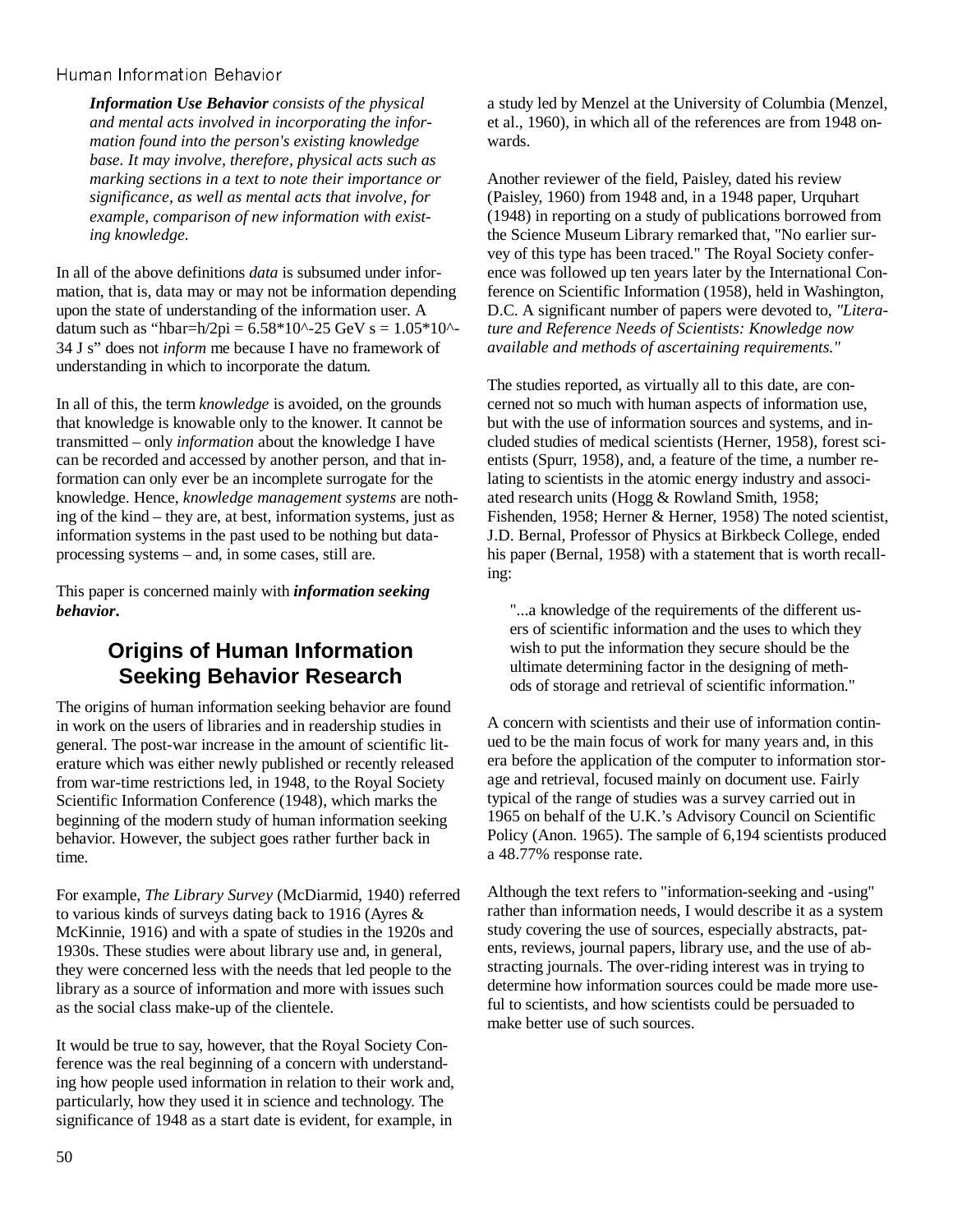*Information Use Behavior consists of the physical and mental acts involved in incorporating the information found into the person's existing knowledge base. It may involve, therefore, physical acts such as marking sections in a text to note their importance or significance, as well as mental acts that involve, for example, comparison of new information with existing knowledge.*

In all of the above definitions *data* is subsumed under information, that is, data may or may not be information depending upon the state of understanding of the information user. A datum such as "hbar=h/2pi = 6.58*10^-25 GeV s = 1.05*10^-34 J s" does not *inform* me because I have no framework of understanding in which to incorporate the datum.

In all of this, the term *knowledge* is avoided, on the grounds that knowledge is knowable only to the knower. It cannot be transmitted – only *information* about the knowledge I have can be recorded and accessed by another person, and that information can only ever be an incomplete surrogate for the knowledge. Hence, *knowledge management systems* are nothing of the kind – they are, at best, information systems, just as information systems in the past used to be nothing but data-processing systems – and, in some cases, still are.

This paper is concerned mainly with ***information seeking behavior***.

## Origins of Human Information Seeking Behavior Research

The origins of human information seeking behavior are found in work on the users of libraries and in readership studies in general. The post-war increase in the amount of scientific literature which was either newly published or recently released from war-time restrictions led, in 1948, to the Royal Society Scientific Information Conference (1948), which marks the beginning of the modern study of human information seeking behavior. However, the subject goes rather further back in time.

For example, *The Library Survey* (McDiarmid, 1940) referred to various kinds of surveys dating back to 1916 (Ayres & McKinnie, 1916) and with a spate of studies in the 1920s and 1930s. These studies were about library use and, in general, they were concerned less with the needs that led people to the library as a source of information and more with issues such as the social class make-up of the clientele.

It would be true to say, however, that the Royal Society Conference was the real beginning of a concern with understanding how people used information in relation to their work and, particularly, how they used it in science and technology. The significance of 1948 as a start date is evident, for example, in a study led by Menzel at the University of Columbia (Menzel, et al., 1960), in which all of the references are from 1948 onwards.

Another reviewer of the field, Paisley, dated his review (Paisley, 1960) from 1948 and, in a 1948 paper, Urquhart (1948) in reporting on a study of publications borrowed from the Science Museum Library remarked that, "No earlier survey of this type has been traced." The Royal Society conference was followed up ten years later by the International Conference on Scientific Information (1958), held in Washington, D.C. A significant number of papers were devoted to, *"Literature and Reference Needs of Scientists: Knowledge now available and methods of ascertaining requirements."*

The studies reported, as virtually all to this date, are concerned not so much with human aspects of information use, but with the use of information sources and systems, and included studies of medical scientists (Herner, 1958), forest scientists (Spurr, 1958), and, a feature of the time, a number relating to scientists in the atomic energy industry and associated research units (Hogg & Rowland Smith, 1958; Fishenden, 1958; Herner & Herner, 1958) The noted scientist, J.D. Bernal, Professor of Physics at Birkbeck College, ended his paper (Bernal, 1958) with a statement that is worth recalling:

> "...a knowledge of the requirements of the different users of scientific information and the uses to which they wish to put the information they secure should be the ultimate determining factor in the designing of methods of storage and retrieval of scientific information."

A concern with scientists and their use of information continued to be the main focus of work for many years and, in this era before the application of the computer to information storage and retrieval, focused mainly on document use. Fairly typical of the range of studies was a survey carried out in 1965 on behalf of the U.K.'s Advisory Council on Scientific Policy (Anon. 1965). The sample of 6,194 scientists produced a 48.77% response rate.

Although the text refers to "information-seeking and -using" rather than information needs, I would describe it as a system study covering the use of sources, especially abstracts, patents, reviews, journal papers, library use, and the use of abstracting journals. The over-riding interest was in trying to determine how information sources could be made more useful to scientists, and how scientists could be persuaded to make better use of such sources.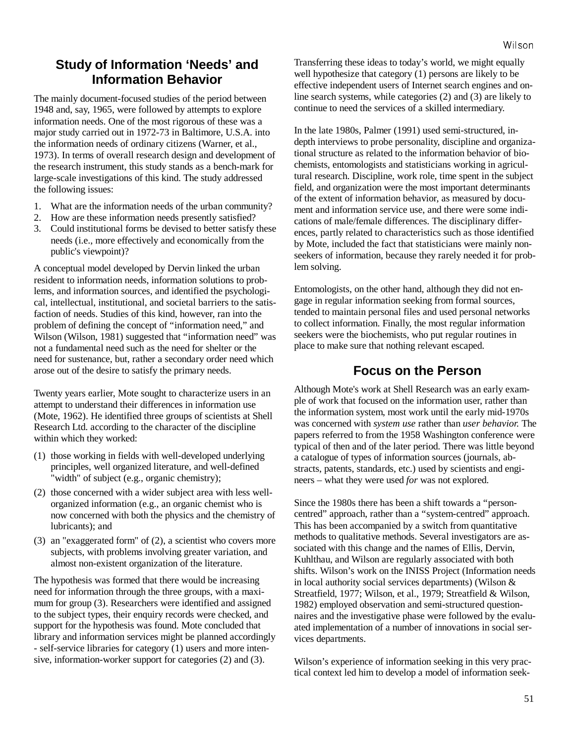## Study of Information 'Needs' and Information Behavior

The mainly document-focused studies of the period between 1948 and, say, 1965, were followed by attempts to explore information needs. One of the most rigorous of these was a major study carried out in 1972-73 in Baltimore, U.S.A. into the information needs of ordinary citizens (Warner, et al., 1973). In terms of overall research design and development of the research instrument, this study stands as a bench-mark for large-scale investigations of this kind. The study addressed the following issues:

1. What are the information needs of the urban community?
2. How are these information needs presently satisfied?
3. Could institutional forms be devised to better satisfy these needs (i.e., more effectively and economically from the public's viewpoint)?

A conceptual model developed by Dervin linked the urban resident to information needs, information solutions to problems, and information sources, and identified the psychological, intellectual, institutional, and societal barriers to the satisfaction of needs. Studies of this kind, however, ran into the problem of defining the concept of "information need," and Wilson (Wilson, 1981) suggested that "information need" was not a fundamental need such as the need for shelter or the need for sustenance, but, rather a secondary order need which arose out of the desire to satisfy the primary needs.

Twenty years earlier, Mote sought to characterize users in an attempt to understand their differences in information use (Mote, 1962). He identified three groups of scientists at Shell Research Ltd. according to the character of the discipline within which they worked:

(1) those working in fields with well-developed underlying principles, well organized literature, and well-defined "width" of subject (e.g., organic chemistry);

(2) those concerned with a wider subject area with less well-organized information (e.g., an organic chemist who is now concerned with both the physics and the chemistry of lubricants); and

(3) an "exaggerated form" of (2), a scientist who covers more subjects, with problems involving greater variation, and almost non-existent organization of the literature.

The hypothesis was formed that there would be increasing need for information through the three groups, with a maximum for group (3). Researchers were identified and assigned to the subject types, their enquiry records were checked, and support for the hypothesis was found. Mote concluded that library and information services might be planned accordingly - self-service libraries for category (1) users and more intensive, information-worker support for categories (2) and (3).

Transferring these ideas to today's world, we might equally well hypothesize that category (1) persons are likely to be effective independent users of Internet search engines and on-line search systems, while categories (2) and (3) are likely to continue to need the services of a skilled intermediary.

In the late 1980s, Palmer (1991) used semi-structured, in-depth interviews to probe personality, discipline and organizational structure as related to the information behavior of biochemists, entomologists and statisticians working in agricultural research. Discipline, work role, time spent in the subject field, and organization were the most important determinants of the extent of information behavior, as measured by document and information service use, and there were some indications of male/female differences. The disciplinary differences, partly related to characteristics such as those identified by Mote, included the fact that statisticians were mainly non-seekers of information, because they rarely needed it for problem solving.

Entomologists, on the other hand, although they did not engage in regular information seeking from formal sources, tended to maintain personal files and used personal networks to collect information. Finally, the most regular information seekers were the biochemists, who put regular routines in place to make sure that nothing relevant escaped.

## Focus on the Person

Although Mote's work at Shell Research was an early example of work that focused on the information user, rather than the information system, most work until the early mid-1970s was concerned with *system use* rather than *user behavior.* The papers referred to from the 1958 Washington conference were typical of then and of the later period. There was little beyond a catalogue of types of information sources (journals, abstracts, patents, standards, etc.) used by scientists and engineers – what they were used *for* was not explored.

Since the 1980s there has been a shift towards a "person-centred" approach, rather than a "system-centred" approach. This has been accompanied by a switch from quantitative methods to qualitative methods. Several investigators are associated with this change and the names of Ellis, Dervin, Kuhlthau, and Wilson are regularly associated with both shifts. Wilson's work on the INISS Project (Information needs in local authority social services departments) (Wilson & Streatfield, 1977; Wilson, et al., 1979; Streatfield & Wilson, 1982) employed observation and semi-structured questionnaires and the investigative phase were followed by the evaluated implementation of a number of innovations in social services departments.

Wilson's experience of information seeking in this very practical context led him to develop a model of information seek-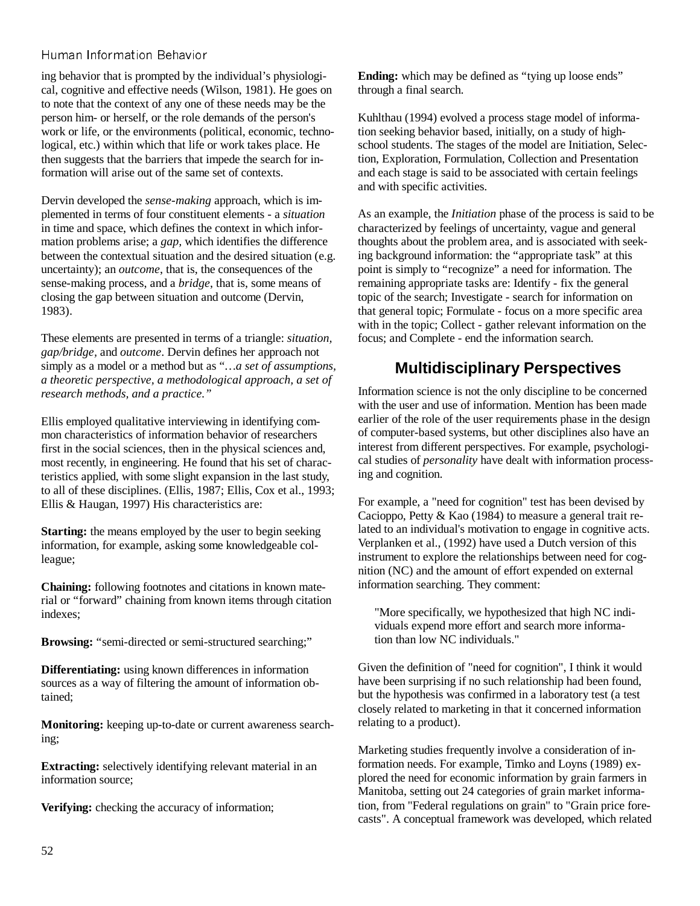ing behavior that is prompted by the individual's physiological, cognitive and effective needs (Wilson, 1981). He goes on to note that the context of any one of these needs may be the person him- or herself, or the role demands of the person's work or life, or the environments (political, economic, technological, etc.) within which that life or work takes place. He then suggests that the barriers that impede the search for information will arise out of the same set of contexts.

Dervin developed the *sense-making* approach, which is implemented in terms of four constituent elements - a *situation* in time and space, which defines the context in which information problems arise; a *gap*, which identifies the difference between the contextual situation and the desired situation (e.g. uncertainty); an *outcome*, that is, the consequences of the sense-making process, and a *bridge*, that is, some means of closing the gap between situation and outcome (Dervin, 1983).

These elements are presented in terms of a triangle: *situation, gap/bridge,* and *outcome*. Dervin defines her approach not simply as a model or a method but as "…*a set of assumptions, a theoretic perspective, a methodological approach, a set of research methods, and a practice."*

Ellis employed qualitative interviewing in identifying common characteristics of information behavior of researchers first in the social sciences, then in the physical sciences and, most recently, in engineering. He found that his set of characteristics applied, with some slight expansion in the last study, to all of these disciplines. (Ellis, 1987; Ellis, Cox et al., 1993; Ellis & Haugan, 1997) His characteristics are:

**Starting:** the means employed by the user to begin seeking information, for example, asking some knowledgeable colleague;

**Chaining:** following footnotes and citations in known material or "forward" chaining from known items through citation indexes;

**Browsing:** "semi-directed or semi-structured searching;"

**Differentiating:** using known differences in information sources as a way of filtering the amount of information obtained;

**Monitoring:** keeping up-to-date or current awareness searching;

**Extracting:** selectively identifying relevant material in an information source;

**Verifying:** checking the accuracy of information;

**Ending:** which may be defined as "tying up loose ends" through a final search.

Kuhlthau (1994) evolved a process stage model of information seeking behavior based, initially, on a study of high-school students. The stages of the model are Initiation, Selection, Exploration, Formulation, Collection and Presentation and each stage is said to be associated with certain feelings and with specific activities.

As an example, the *Initiation* phase of the process is said to be characterized by feelings of uncertainty, vague and general thoughts about the problem area, and is associated with seeking background information: the "appropriate task" at this point is simply to "recognize" a need for information. The remaining appropriate tasks are: Identify - fix the general topic of the search; Investigate - search for information on that general topic; Formulate - focus on a more specific area with in the topic; Collect - gather relevant information on the focus; and Complete - end the information search.

## Multidisciplinary Perspectives

Information science is not the only discipline to be concerned with the user and use of information. Mention has been made earlier of the role of the user requirements phase in the design of computer-based systems, but other disciplines also have an interest from different perspectives. For example, psychological studies of *personality* have dealt with information processing and cognition.

For example, a "need for cognition" test has been devised by Cacioppo, Petty & Kao (1984) to measure a general trait related to an individual's motivation to engage in cognitive acts. Verplanken et al., (1992) have used a Dutch version of this instrument to explore the relationships between need for cognition (NC) and the amount of effort expended on external information searching. They comment:

> "More specifically, we hypothesized that high NC individuals expend more effort and search more information than low NC individuals."

Given the definition of "need for cognition", I think it would have been surprising if no such relationship had been found, but the hypothesis was confirmed in a laboratory test (a test closely related to marketing in that it concerned information relating to a product).

Marketing studies frequently involve a consideration of information needs. For example, Timko and Loyns (1989) explored the need for economic information by grain farmers in Manitoba, setting out 24 categories of grain market information, from "Federal regulations on grain" to "Grain price forecasts". A conceptual framework was developed, which related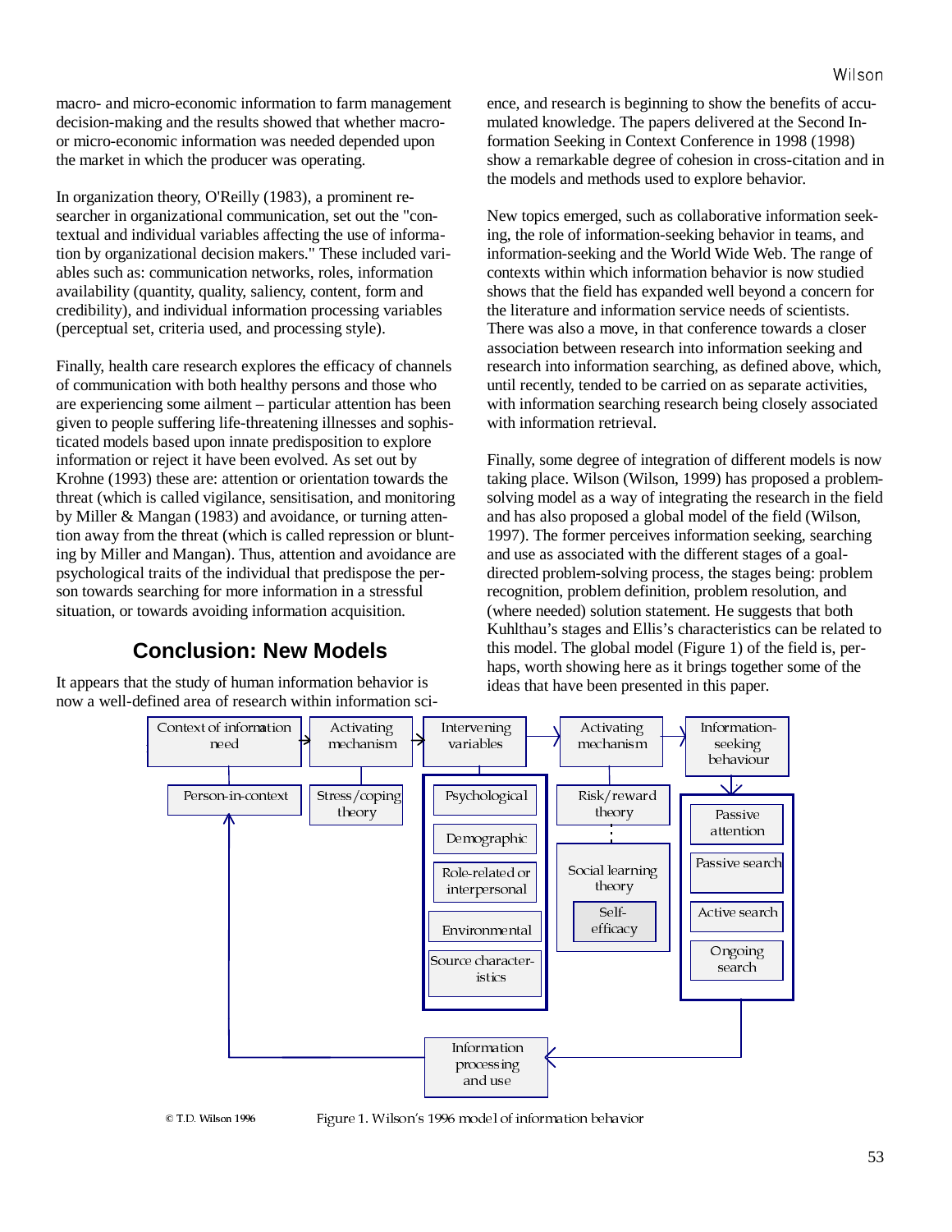macro- and micro-economic information to farm management decision-making and the results showed that whether macro- or micro-economic information was needed depended upon the market in which the producer was operating.

In organization theory, O'Reilly (1983), a prominent researcher in organizational communication, set out the "contextual and individual variables affecting the use of information by organizational decision makers." These included variables such as: communication networks, roles, information availability (quantity, quality, saliency, content, form and credibility), and individual information processing variables (perceptual set, criteria used, and processing style).

Finally, health care research explores the efficacy of channels of communication with both healthy persons and those who are experiencing some ailment – particular attention has been given to people suffering life-threatening illnesses and sophisticated models based upon innate predisposition to explore information or reject it have been evolved. As set out by Krohne (1993) these are: attention or orientation towards the threat (which is called vigilance, sensitisation, and monitoring by Miller & Mangan (1983) and avoidance, or turning attention away from the threat (which is called repression or blunting by Miller and Mangan). Thus, attention and avoidance are psychological traits of the individual that predispose the person towards searching for more information in a stressful situation, or towards avoiding information acquisition.

## Conclusion: New Models

It appears that the study of human information behavior is now a well-defined area of research within information science, and research is beginning to show the benefits of accumulated knowledge. The papers delivered at the Second Information Seeking in Context Conference in 1998 (1998) show a remarkable degree of cohesion in cross-citation and in the models and methods used to explore behavior.

New topics emerged, such as collaborative information seeking, the role of information-seeking behavior in teams, and information-seeking and the World Wide Web. The range of contexts within which information behavior is now studied shows that the field has expanded well beyond a concern for the literature and information service needs of scientists. There was also a move, in that conference towards a closer association between research into information seeking and research into information searching, as defined above, which, until recently, tended to be carried on as separate activities, with information searching research being closely associated with information retrieval.

Finally, some degree of integration of different models is now taking place. Wilson (Wilson, 1999) has proposed a problem-solving model as a way of integrating the research in the field and has also proposed a global model of the field (Wilson, 1997). The former perceives information seeking, searching and use as associated with the different stages of a goal-directed problem-solving process, the stages being: problem recognition, problem definition, problem resolution, and (where needed) solution statement. He suggests that both Kuhlthau's stages and Ellis's characteristics can be related to this model. The global model (Figure 1) of the field is, perhaps, worth showing here as it brings together some of the ideas that have been presented in this paper.

Context of information need → Activating mechanism → Intervening variables → Activating mechanism → Information-seeking behaviour

Person-in-context | Stress/coping theory | Psychological; Demographic; Role-related or interpersonal; Environmental; Source characteristics | Risk/reward theory; Social learning theory; Self-efficacy | Passive attention; Passive search; Active search; Ongoing search

Information processing and use

© T.D. Wilson 1996

Figure 1. Wilson's 1996 model of information behavior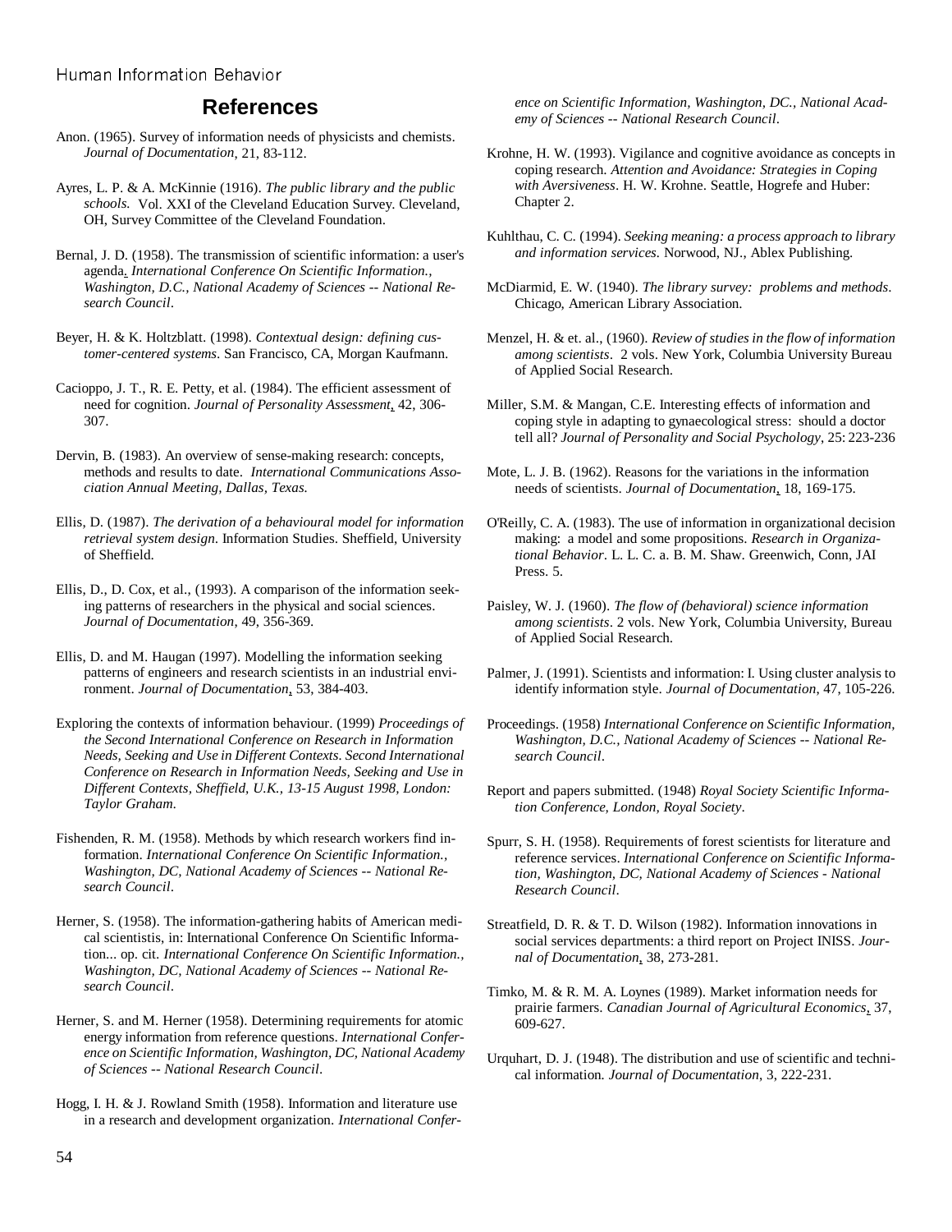## References

Anon. (1965). Survey of information needs of physicists and chemists. *Journal of Documentation*, 21, 83-112.

Ayres, L. P. & A. McKinnie (1916). *The public library and the public schools.* Vol. XXI of the Cleveland Education Survey. Cleveland, OH, Survey Committee of the Cleveland Foundation.

Bernal, J. D. (1958). The transmission of scientific information: a user's agenda. *International Conference On Scientific Information., Washington, D.C., National Academy of Sciences -- National Research Council*.

Beyer, H. & K. Holtzblatt. (1998). *Contextual design: defining customer-centered systems*. San Francisco, CA, Morgan Kaufmann.

Cacioppo, J. T., R. E. Petty, et al. (1984). The efficient assessment of need for cognition. *Journal of Personality Assessment*, 42, 306-307.

Dervin, B. (1983). An overview of sense-making research: concepts, methods and results to date. *International Communications Association Annual Meeting, Dallas, Texas.*

Ellis, D. (1987). *The derivation of a behavioural model for information retrieval system design*. Information Studies. Sheffield, University of Sheffield.

Ellis, D., D. Cox, et al., (1993). A comparison of the information seeking patterns of researchers in the physical and social sciences. *Journal of Documentation*, 49, 356-369.

Ellis, D. and M. Haugan (1997). Modelling the information seeking patterns of engineers and research scientists in an industrial environment. *Journal of Documentation*, 53, 384-403.

Exploring the contexts of information behaviour. (1999) *Proceedings of the Second International Conference on Research in Information Needs, Seeking and Use in Different Contexts. Second International Conference on Research in Information Needs, Seeking and Use in Different Contexts, Sheffield, U.K., 13-15 August 1998, London: Taylor Graham*.

Fishenden, R. M. (1958). Methods by which research workers find information. *International Conference On Scientific Information., Washington, DC, National Academy of Sciences -- National Research Council*.

Herner, S. (1958). The information-gathering habits of American medical scientistis, in: International Conference On Scientific Information... op. cit. *International Conference On Scientific Information., Washington, DC, National Academy of Sciences -- National Research Council*.

Herner, S. and M. Herner (1958). Determining requirements for atomic energy information from reference questions. *International Conference on Scientific Information, Washington, DC, National Academy of Sciences -- National Research Council*.

Hogg, I. H. & J. Rowland Smith (1958). Information and literature use in a research and development organization. *International Conference on Scientific Information, Washington, DC., National Academy of Sciences -- National Research Council*.

Krohne, H. W. (1993). Vigilance and cognitive avoidance as concepts in coping research. *Attention and Avoidance: Strategies in Coping with Aversiveness*. H. W. Krohne. Seattle, Hogrefe and Huber: Chapter 2.

Kuhlthau, C. C. (1994). *Seeking meaning: a process approach to library and information services.* Norwood, NJ., Ablex Publishing.

McDiarmid, E. W. (1940). *The library survey: problems and methods*. Chicago, American Library Association.

Menzel, H. & et. al., (1960). *Review of studies in the flow of information among scientists*. 2 vols. New York, Columbia University Bureau of Applied Social Research.

Miller, S.M. & Mangan, C.E. Interesting effects of information and coping style in adapting to gynaecological stress: should a doctor tell all? *Journal of Personality and Social Psychology*, 25: 223-236

Mote, L. J. B. (1962). Reasons for the variations in the information needs of scientists. *Journal of Documentation*, 18, 169-175.

O'Reilly, C. A. (1983). The use of information in organizational decision making: a model and some propositions. *Research in Organizational Behavior*. L. L. C. a. B. M. Shaw. Greenwich, Conn, JAI Press. 5.

Paisley, W. J. (1960). *The flow of (behavioral) science information among scientists*. 2 vols. New York, Columbia University, Bureau of Applied Social Research.

Palmer, J. (1991). Scientists and information: I. Using cluster analysis to identify information style. *Journal of Documentation*, 47, 105-226.

Proceedings. (1958) *International Conference on Scientific Information, Washington, D.C., National Academy of Sciences -- National Research Council*.

Report and papers submitted. (1948) *Royal Society Scientific Information Conference, London, Royal Society*.

Spurr, S. H. (1958). Requirements of forest scientists for literature and reference services. *International Conference on Scientific Information, Washington, DC, National Academy of Sciences - National Research Council*.

Streatfield, D. R. & T. D. Wilson (1982). Information innovations in social services departments: a third report on Project INISS. *Journal of Documentation*, 38, 273-281.

Timko, M. & R. M. A. Loynes (1989). Market information needs for prairie farmers. *Canadian Journal of Agricultural Economics*, 37, 609-627.

Urquhart, D. J. (1948). The distribution and use of scientific and technical information. *Journal of Documentation*, 3, 222-231.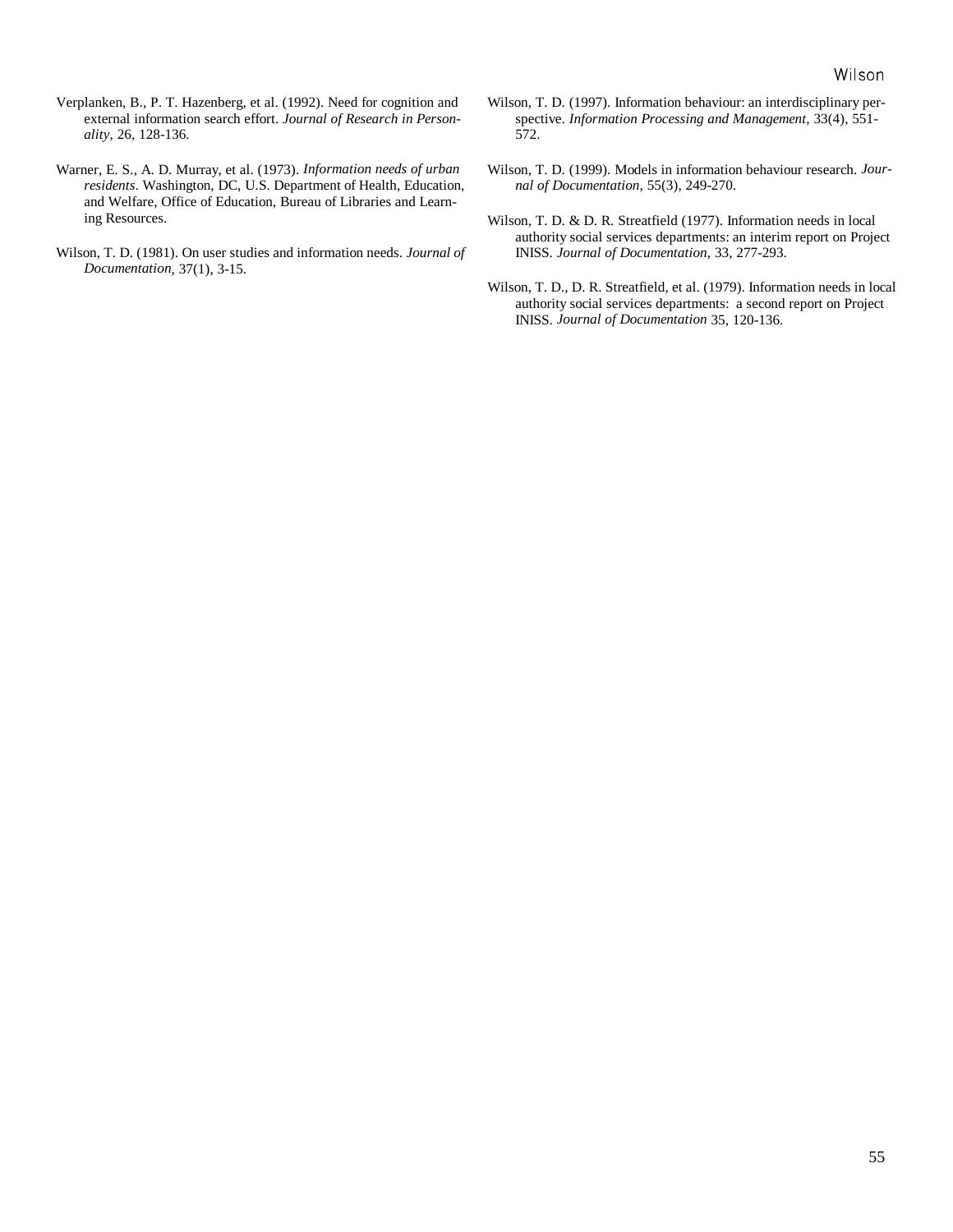Verplanken, B., P. T. Hazenberg, et al. (1992). Need for cognition and external information search effort. *Journal of Research in Personality*, 26, 128-136.

Warner, E. S., A. D. Murray, et al. (1973). *Information needs of urban residents*. Washington, DC, U.S. Department of Health, Education, and Welfare, Office of Education, Bureau of Libraries and Learning Resources.

Wilson, T. D. (1981). On user studies and information needs. *Journal of Documentation*, 37(1), 3-15.

Wilson, T. D. (1997). Information behaviour: an interdisciplinary perspective. *Information Processing and Management*, 33(4), 551-572.

Wilson, T. D. (1999). Models in information behaviour research. *Journal of Documentation*, 55(3), 249-270.

Wilson, T. D. & D. R. Streatfield (1977). Information needs in local authority social services departments: an interim report on Project INISS. *Journal of Documentation*, 33, 277-293.

Wilson, T. D., D. R. Streatfield, et al. (1979). Information needs in local authority social services departments: a second report on Project INISS. *Journal of Documentation* 35, 120-136.